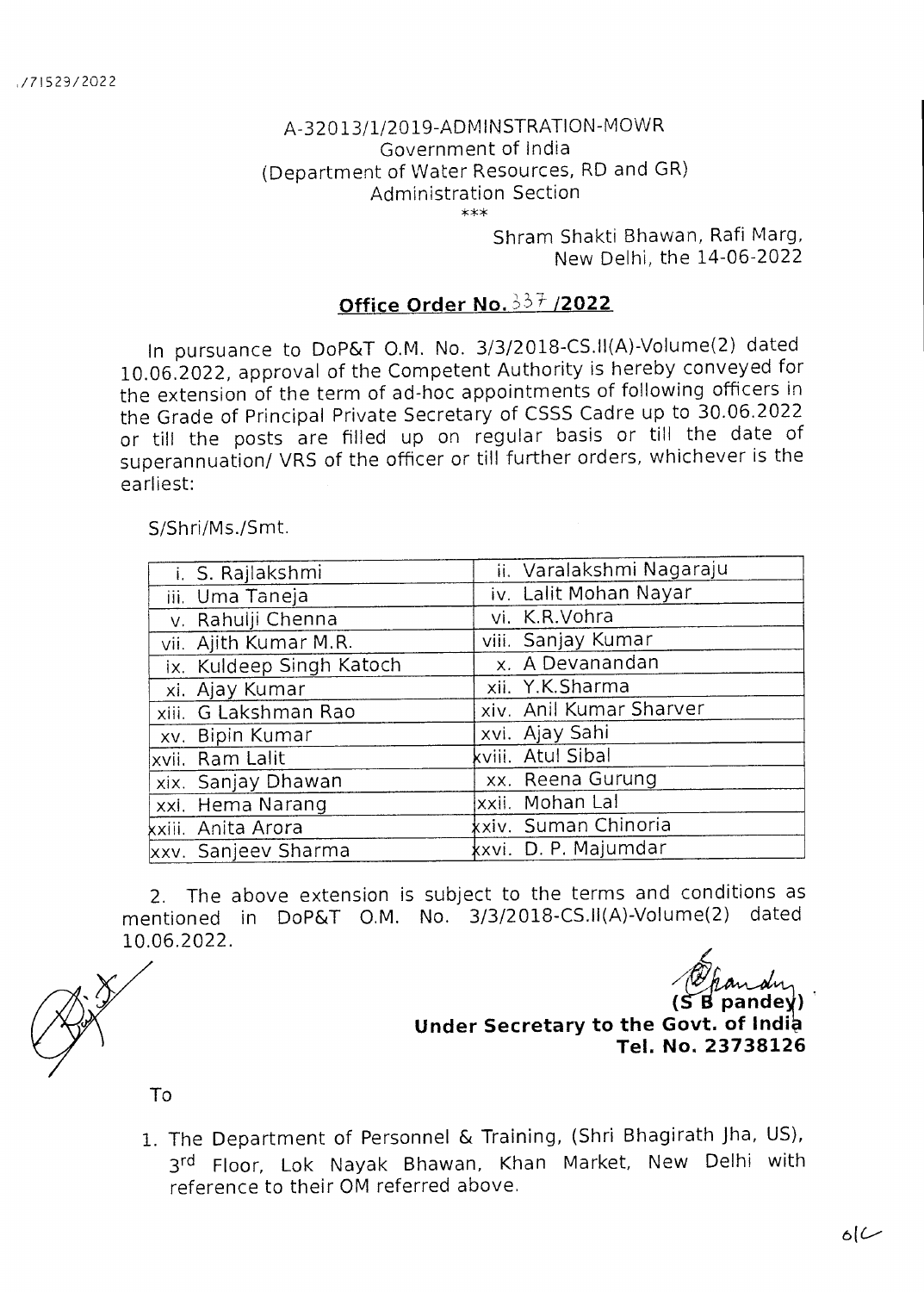./71529/2022

A-32013/1/2019-ADMINSTRATION-MOWR
Government of India
(Department of Water Resources, RD and GR)
Administration Section
\*\*\*

Shram Shakti Bhawan, Rafi Marg,
New Delhi, the 14-06-2022

## Office Order No. 337 /2022

In pursuance to DoP&T O.M. No. 3/3/2018-CS.II(A)-Volume(2) dated 10.06.2022, approval of the Competent Authority is hereby conveyed for the extension of the term of ad-hoc appointments of following officers in the Grade of Principal Private Secretary of CSSS Cadre up to 30.06.2022 or till the posts are filled up on regular basis or till the date of superannuation/ VRS of the officer or till further orders, whichever is the earliest:

S/Shri/Ms./Smt.

| | |
|---|---|
| i. S. Rajlakshmi | ii. Varalakshmi Nagaraju |
| iii. Uma Taneja | iv. Lalit Mohan Nayar |
| v. Rahulji Chenna | vi. K.R.Vohra |
| vii. Ajith Kumar M.R. | viii. Sanjay Kumar |
| ix. Kuldeep Singh Katoch | x. A Devanandan |
| xi. Ajay Kumar | xii. Y.K.Sharma |
| xiii. G Lakshman Rao | xiv. Anil Kumar Sharver |
| xv. Bipin Kumar | xvi. Ajay Sahi |
| xvii. Ram Lalit | xviii. Atul Sibal |
| xix. Sanjay Dhawan | xx. Reena Gurung |
| xxi. Hema Narang | xxii. Mohan Lal |
| xxiii. Anita Arora | xxiv. Suman Chinoria |
| xxv. Sanjeev Sharma | xxvi. D. P. Majumdar |

2. The above extension is subject to the terms and conditions as mentioned in DoP&T O.M. No. 3/3/2018-CS.II(A)-Volume(2) dated 10.06.2022.

**(S B pandey)**
**Under Secretary to the Govt. of India**
**Tel. No. 23738126**

To

1. The Department of Personnel & Training, (Shri Bhagirath Jha, US), 3rd Floor, Lok Nayak Bhawan, Khan Market, New Delhi with reference to their OM referred above.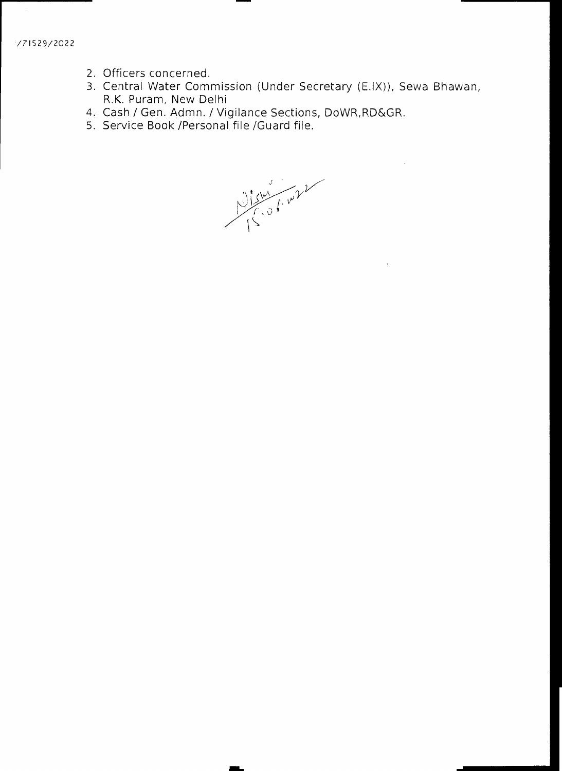2. Officers concerned.
3. Central Water Commission (Under Secretary (E.IX)), Sewa Bhawan, R.K. Puram, New Delhi
4. Cash / Gen. Admn. / Vigilance Sections, DoWR,RD&GR.
5. Service Book /Personal file /Guard file.